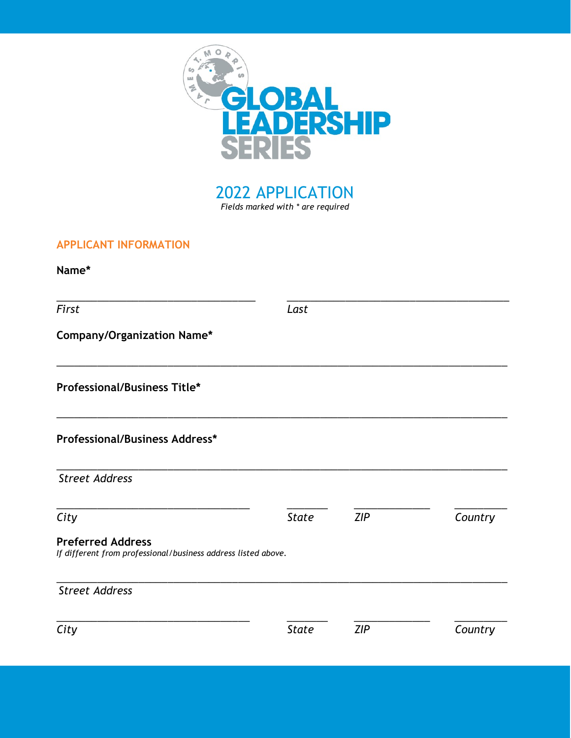# JAMES T. MORRIS GLOBAL LEADERSHIP SERIES

## 2022 APPLICATION

*Fields marked with * are required*

### APPLICANT INFORMATION

**Name***

_______________________________ _______________________________

*First* *Last*

**Company/Organization Name***

_______________________________________________________________

**Professional/Business Title***

_______________________________________________________________

**Professional/Business Address***

_______________________________________________________________

*Street Address*

_______________________________ ______ __________ ________

*City* *State* *ZIP* *Country*

**Preferred Address**

*If different from professional/business address listed above.*

_______________________________________________________________

*Street Address*

_______________________________ ______ __________ ________

*City* *State* *ZIP* *Country*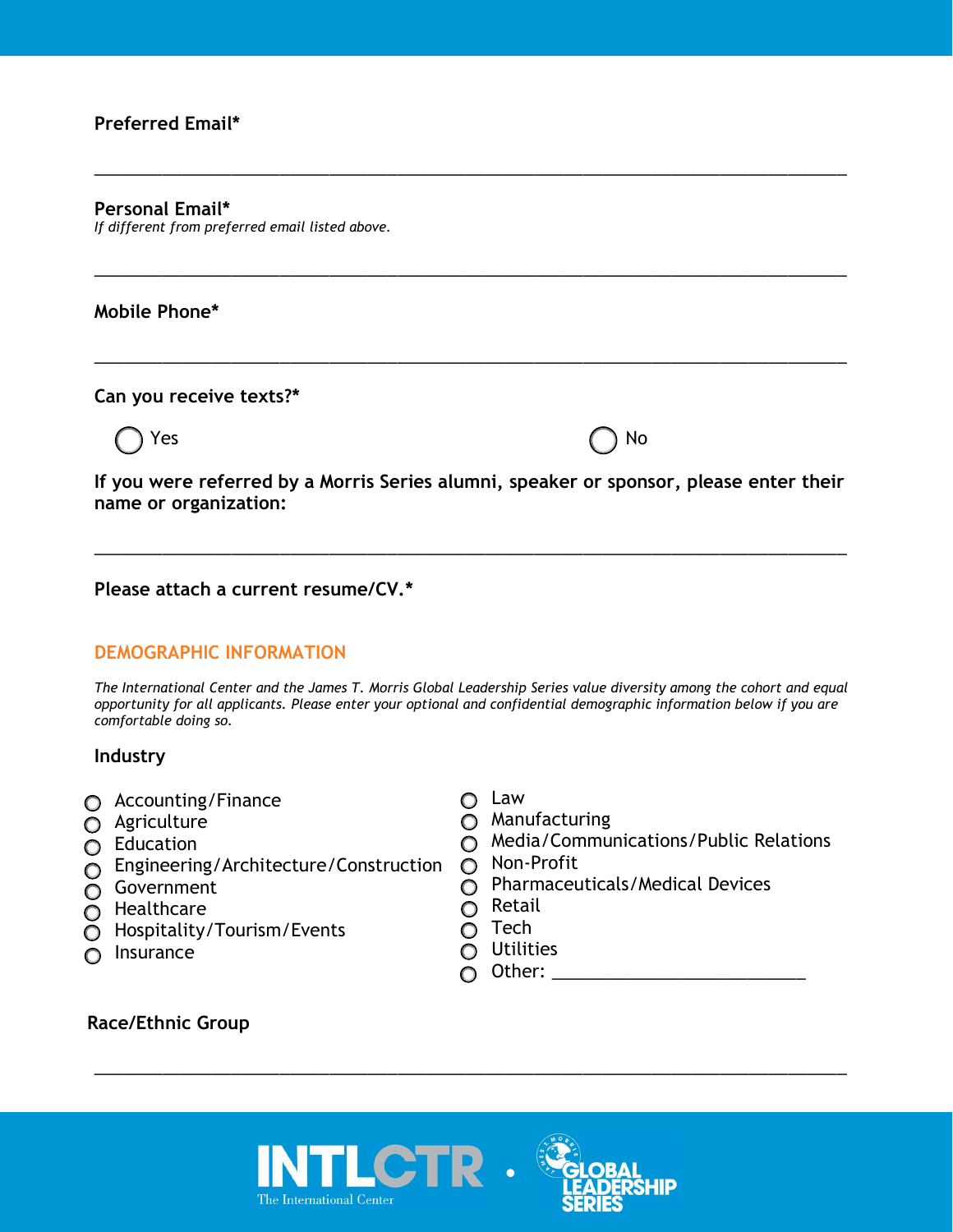**Preferred Email***

___________________________________________________________________________

**Personal Email***
*If different from preferred email listed above.*

___________________________________________________________________________

**Mobile Phone***

___________________________________________________________________________

**Can you receive texts?***

- ◯ Yes
- ◯ No

**If you were referred by a Morris Series alumni, speaker or sponsor, please enter their name or organization:**

___________________________________________________________________________

**Please attach a current resume/CV.***

## DEMOGRAPHIC INFORMATION

*The International Center and the James T. Morris Global Leadership Series value diversity among the cohort and equal opportunity for all applicants. Please enter your optional and confidential demographic information below if you are comfortable doing so.*

**Industry**

- ◯ Accounting/Finance
- ◯ Agriculture
- ◯ Education
- ◯ Engineering/Architecture/Construction
- ◯ Government
- ◯ Healthcare
- ◯ Hospitality/Tourism/Events
- ◯ Insurance
- ◯ Law
- ◯ Manufacturing
- ◯ Media/Communications/Public Relations
- ◯ Non-Profit
- ◯ Pharmaceuticals/Medical Devices
- ◯ Retail
- ◯ Tech
- ◯ Utilities
- ◯ Other: ___________________________

**Race/Ethnic Group**

___________________________________________________________________________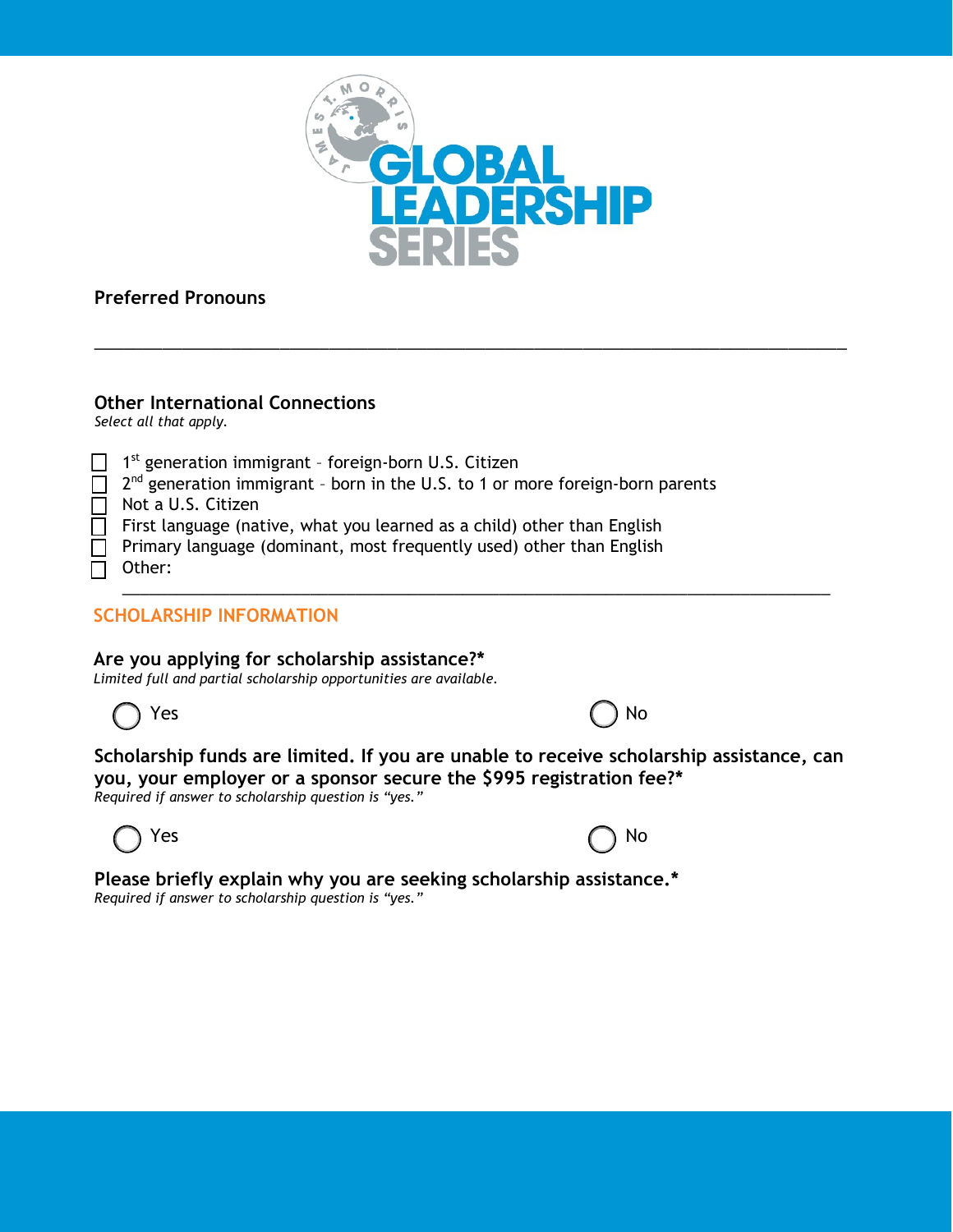**Preferred Pronouns**

\_\_\_\_\_\_\_\_\_\_\_\_\_\_\_\_\_\_\_\_\_\_\_\_\_\_\_\_\_\_\_\_\_\_\_\_\_\_\_\_\_\_\_\_\_\_\_\_\_\_\_\_\_\_\_\_\_\_\_\_\_\_\_\_\_\_\_\_\_\_\_\_\_\_

**Other International Connections**
*Select all that apply.*

- ☐ 1st generation immigrant – foreign-born U.S. Citizen
- ☐ 2nd generation immigrant – born in the U.S. to 1 or more foreign-born parents
- ☐ Not a U.S. Citizen
- ☐ First language (native, what you learned as a child) other than English
- ☐ Primary language (dominant, most frequently used) other than English
- ☐ Other: \_\_\_\_\_\_\_\_\_\_\_\_\_\_\_\_\_\_\_\_\_\_\_\_\_\_\_\_\_\_\_\_\_\_\_\_\_\_\_\_\_\_\_\_\_\_\_\_\_\_\_\_\_\_\_\_\_\_\_\_

## SCHOLARSHIP INFORMATION

**Are you applying for scholarship assistance?***
*Limited full and partial scholarship opportunities are available.*

◯ Yes ◯ No

**Scholarship funds are limited. If you are unable to receive scholarship assistance, can you, your employer or a sponsor secure the $995 registration fee?***
*Required if answer to scholarship question is "yes."*

◯ Yes ◯ No

**Please briefly explain why you are seeking scholarship assistance.***
*Required if answer to scholarship question is "yes."*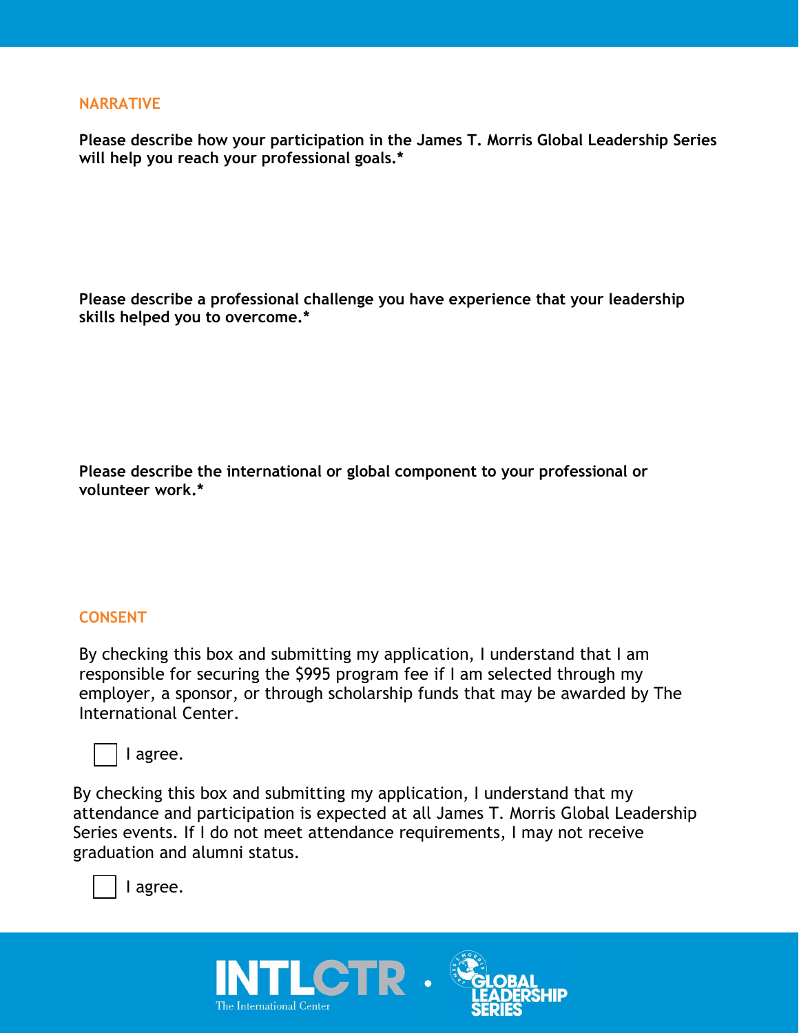## NARRATIVE

**Please describe how your participation in the James T. Morris Global Leadership Series will help you reach your professional goals.***

**Please describe a professional challenge you have experience that your leadership skills helped you to overcome.***

**Please describe the international or global component to your professional or volunteer work.***

## CONSENT

By checking this box and submitting my application, I understand that I am responsible for securing the $995 program fee if I am selected through my employer, a sponsor, or through scholarship funds that may be awarded by The International Center.

☐ I agree.

By checking this box and submitting my application, I understand that my attendance and participation is expected at all James T. Morris Global Leadership Series events. If I do not meet attendance requirements, I may not receive graduation and alumni status.

☐ I agree.